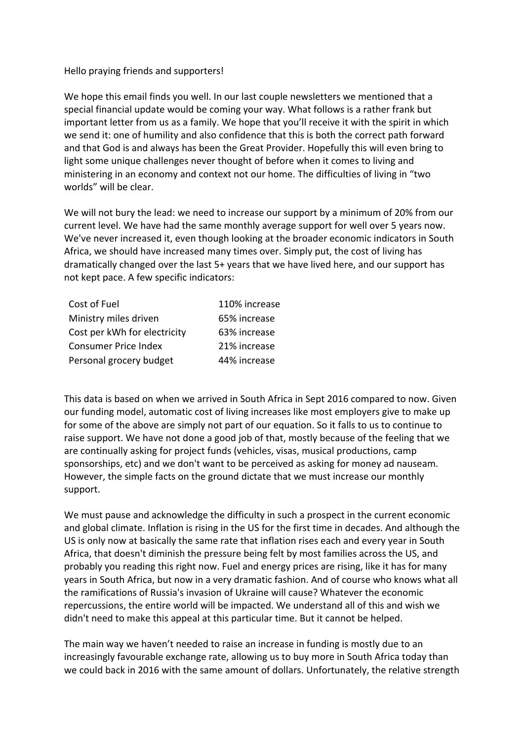Hello praying friends and supporters!

We hope this email finds you well. In our last couple newsletters we mentioned that a special financial update would be coming your way. What follows is a rather frank but important letter from us as a family. We hope that you'll receive it with the spirit in which we send it: one of humility and also confidence that this is both the correct path forward and that God is and always has been the Great Provider. Hopefully this will even bring to light some unique challenges never thought of before when it comes to living and ministering in an economy and context not our home. The difficulties of living in "two worlds" will be clear.

We will not bury the lead: we need to increase our support by a minimum of 20% from our current level. We have had the same monthly average support for well over 5 years now. We've never increased it, even though looking at the broader economic indicators in South Africa, we should have increased many times over. Simply put, the cost of living has dramatically changed over the last 5+ years that we have lived here, and our support has not kept pace. A few specific indicators:

| | |
|---|---|
| Cost of Fuel | 110% increase |
| Ministry miles driven | 65% increase |
| Cost per kWh for electricity | 63% increase |
| Consumer Price Index | 21% increase |
| Personal grocery budget | 44% increase |

This data is based on when we arrived in South Africa in Sept 2016 compared to now. Given our funding model, automatic cost of living increases like most employers give to make up for some of the above are simply not part of our equation. So it falls to us to continue to raise support. We have not done a good job of that, mostly because of the feeling that we are continually asking for project funds (vehicles, visas, musical productions, camp sponsorships, etc) and we don't want to be perceived as asking for money ad nauseam. However, the simple facts on the ground dictate that we must increase our monthly support.

We must pause and acknowledge the difficulty in such a prospect in the current economic and global climate. Inflation is rising in the US for the first time in decades. And although the US is only now at basically the same rate that inflation rises each and every year in South Africa, that doesn't diminish the pressure being felt by most families across the US, and probably you reading this right now. Fuel and energy prices are rising, like it has for many years in South Africa, but now in a very dramatic fashion. And of course who knows what all the ramifications of Russia's invasion of Ukraine will cause? Whatever the economic repercussions, the entire world will be impacted. We understand all of this and wish we didn't need to make this appeal at this particular time. But it cannot be helped.

The main way we haven't needed to raise an increase in funding is mostly due to an increasingly favourable exchange rate, allowing us to buy more in South Africa today than we could back in 2016 with the same amount of dollars. Unfortunately, the relative strength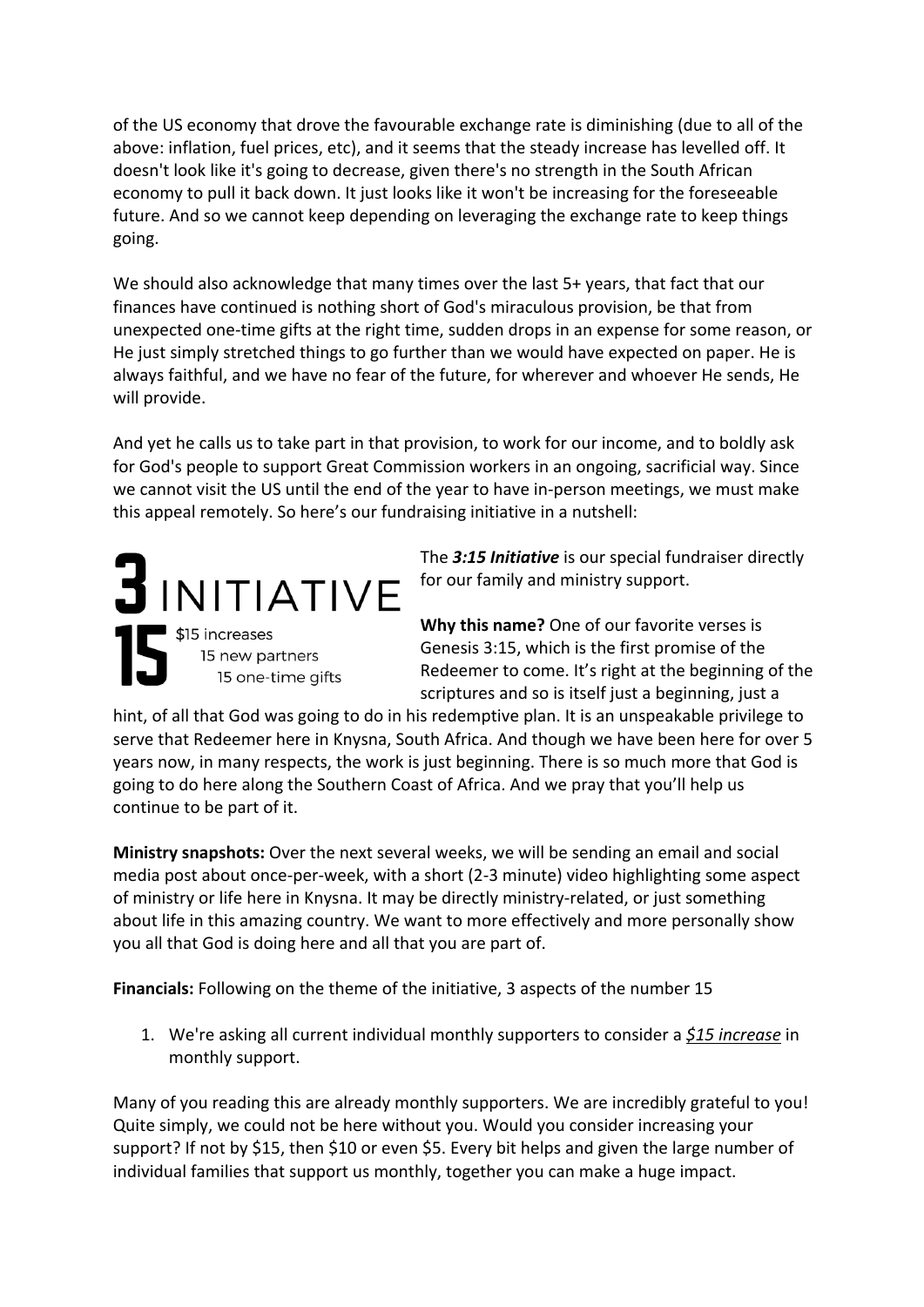of the US economy that drove the favourable exchange rate is diminishing (due to all of the above: inflation, fuel prices, etc), and it seems that the steady increase has levelled off. It doesn't look like it's going to decrease, given there's no strength in the South African economy to pull it back down. It just looks like it won't be increasing for the foreseeable future. And so we cannot keep depending on leveraging the exchange rate to keep things going.

We should also acknowledge that many times over the last 5+ years, that fact that our finances have continued is nothing short of God's miraculous provision, be that from unexpected one-time gifts at the right time, sudden drops in an expense for some reason, or He just simply stretched things to go further than we would have expected on paper. He is always faithful, and we have no fear of the future, for wherever and whoever He sends, He will provide.

And yet he calls us to take part in that provision, to work for our income, and to boldly ask for God's people to support Great Commission workers in an ongoing, sacrificial way. Since we cannot visit the US until the end of the year to have in-person meetings, we must make this appeal remotely. So here's our fundraising initiative in a nutshell:

**3 INITIATIVE**
**15**
$15 increases
15 new partners
15 one-time gifts

The ***3:15 Initiative*** is our special fundraiser directly for our family and ministry support.

**Why this name?** One of our favorite verses is Genesis 3:15, which is the first promise of the Redeemer to come. It's right at the beginning of the scriptures and so is itself just a beginning, just a hint, of all that God was going to do in his redemptive plan. It is an unspeakable privilege to serve that Redeemer here in Knysna, South Africa. And though we have been here for over 5 years now, in many respects, the work is just beginning. There is so much more that God is going to do here along the Southern Coast of Africa. And we pray that you'll help us continue to be part of it.

**Ministry snapshots:** Over the next several weeks, we will be sending an email and social media post about once-per-week, with a short (2-3 minute) video highlighting some aspect of ministry or life here in Knysna. It may be directly ministry-related, or just something about life in this amazing country. We want to more effectively and more personally show you all that God is doing here and all that you are part of.

**Financials:** Following on the theme of the initiative, 3 aspects of the number 15

1. We're asking all current individual monthly supporters to consider a *$15 increase* in monthly support.

Many of you reading this are already monthly supporters. We are incredibly grateful to you! Quite simply, we could not be here without you. Would you consider increasing your support? If not by $15, then $10 or even $5. Every bit helps and given the large number of individual families that support us monthly, together you can make a huge impact.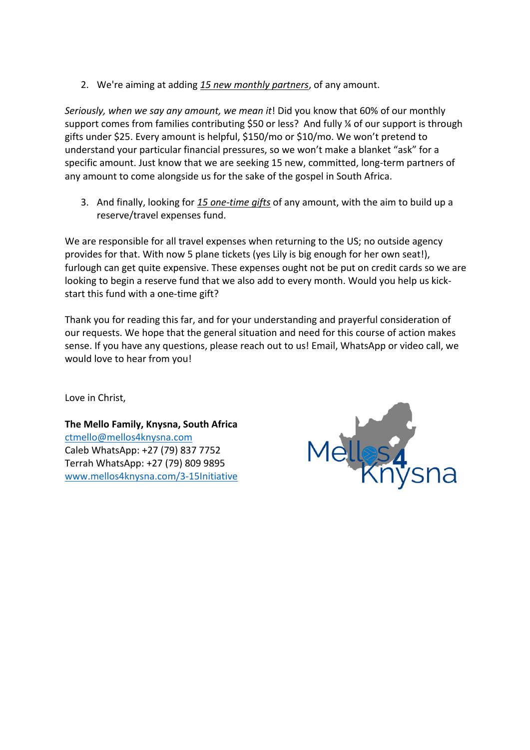2. We're aiming at adding *15 new monthly partners*, of any amount.

*Seriously, when we say any amount, we mean it*! Did you know that 60% of our monthly support comes from families contributing $50 or less? And fully ¼ of our support is through gifts under $25. Every amount is helpful, $150/mo or $10/mo. We won't pretend to understand your particular financial pressures, so we won't make a blanket "ask" for a specific amount. Just know that we are seeking 15 new, committed, long-term partners of any amount to come alongside us for the sake of the gospel in South Africa.

3. And finally, looking for *15 one-time gifts* of any amount, with the aim to build up a reserve/travel expenses fund.

We are responsible for all travel expenses when returning to the US; no outside agency provides for that. With now 5 plane tickets (yes Lily is big enough for her own seat!), furlough can get quite expensive. These expenses ought not be put on credit cards so we are looking to begin a reserve fund that we also add to every month. Would you help us kick-start this fund with a one-time gift?

Thank you for reading this far, and for your understanding and prayerful consideration of our requests. We hope that the general situation and need for this course of action makes sense. If you have any questions, please reach out to us! Email, WhatsApp or video call, we would love to hear from you!

Love in Christ,

**The Mello Family, Knysna, South Africa**
ctmello@mellos4knysna.com
Caleb WhatsApp: +27 (79) 837 7752
Terrah WhatsApp: +27 (79) 809 9895
www.mellos4knysna.com/3-15Initiative

Mellos4Knysna